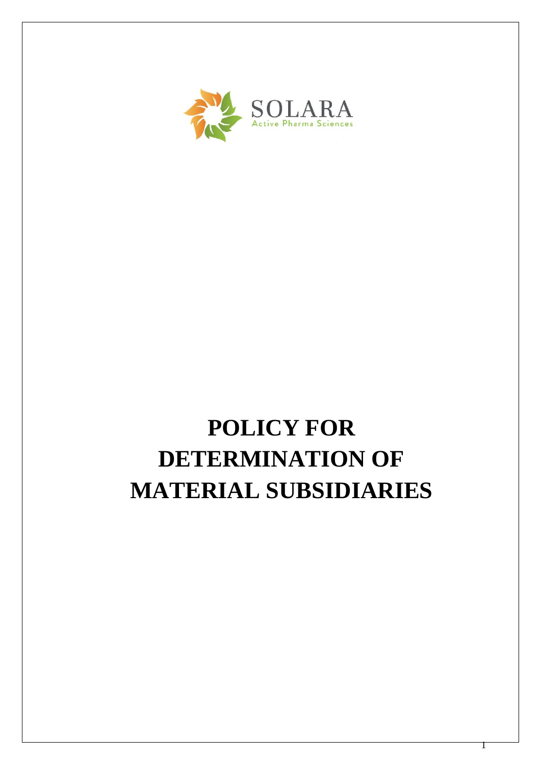SOLARA
Active Pharma Sciences

# POLICY FOR DETERMINATION OF MATERIAL SUBSIDIARIES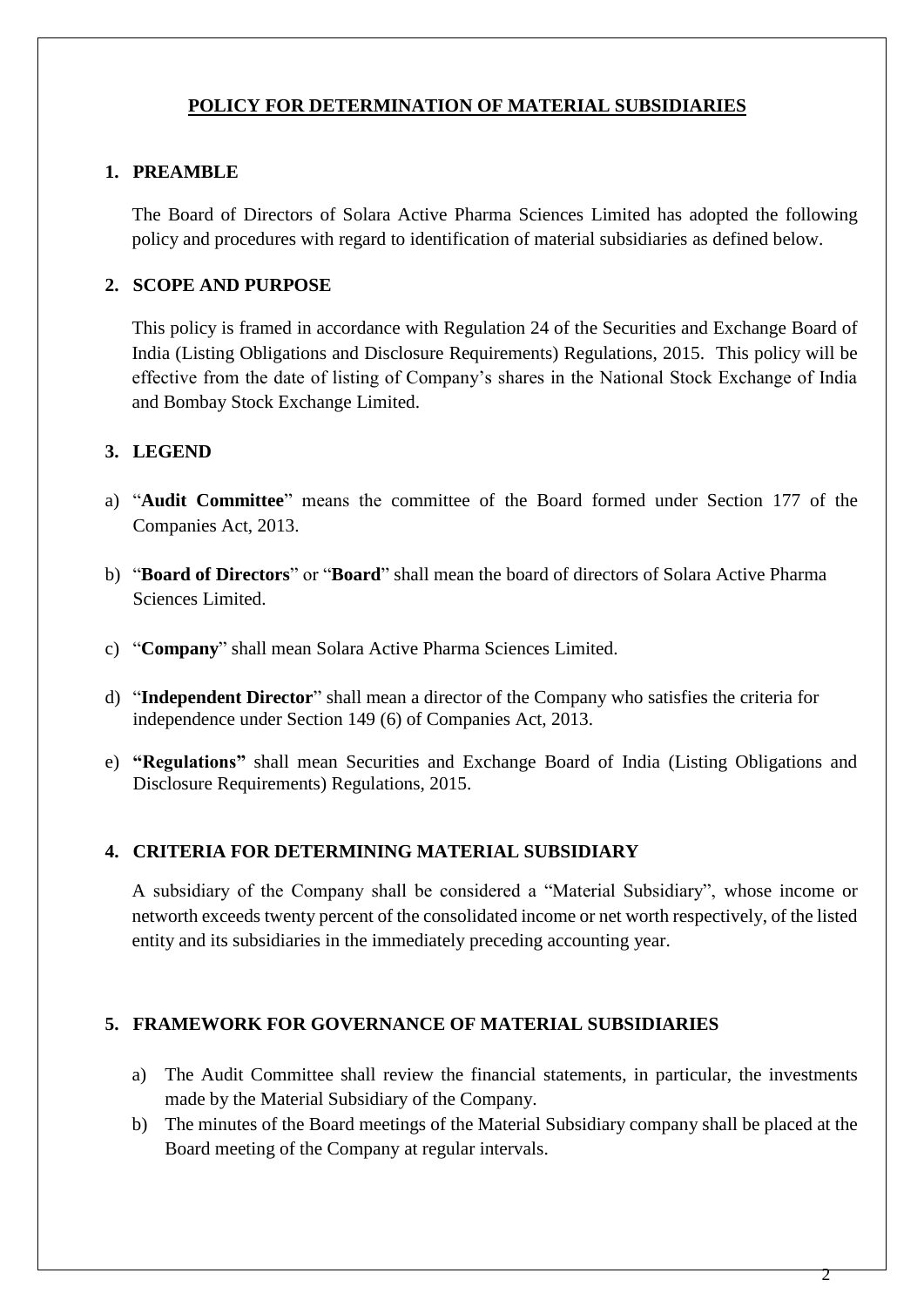## POLICY FOR DETERMINATION OF MATERIAL SUBSIDIARIES

### 1. PREAMBLE

The Board of Directors of Solara Active Pharma Sciences Limited has adopted the following policy and procedures with regard to identification of material subsidiaries as defined below.

### 2. SCOPE AND PURPOSE

This policy is framed in accordance with Regulation 24 of the Securities and Exchange Board of India (Listing Obligations and Disclosure Requirements) Regulations, 2015. This policy will be effective from the date of listing of Company's shares in the National Stock Exchange of India and Bombay Stock Exchange Limited.

### 3. LEGEND

a) "**Audit Committee**" means the committee of the Board formed under Section 177 of the Companies Act, 2013.

b) "**Board of Directors**" or "**Board**" shall mean the board of directors of Solara Active Pharma Sciences Limited.

c) "**Company**" shall mean Solara Active Pharma Sciences Limited.

d) "**Independent Director**" shall mean a director of the Company who satisfies the criteria for independence under Section 149 (6) of Companies Act, 2013.

e) **"Regulations"** shall mean Securities and Exchange Board of India (Listing Obligations and Disclosure Requirements) Regulations, 2015.

### 4. CRITERIA FOR DETERMINING MATERIAL SUBSIDIARY

A subsidiary of the Company shall be considered a "Material Subsidiary", whose income or networth exceeds twenty percent of the consolidated income or net worth respectively, of the listed entity and its subsidiaries in the immediately preceding accounting year.

### 5. FRAMEWORK FOR GOVERNANCE OF MATERIAL SUBSIDIARIES

a) The Audit Committee shall review the financial statements, in particular, the investments made by the Material Subsidiary of the Company.

b) The minutes of the Board meetings of the Material Subsidiary company shall be placed at the Board meeting of the Company at regular intervals.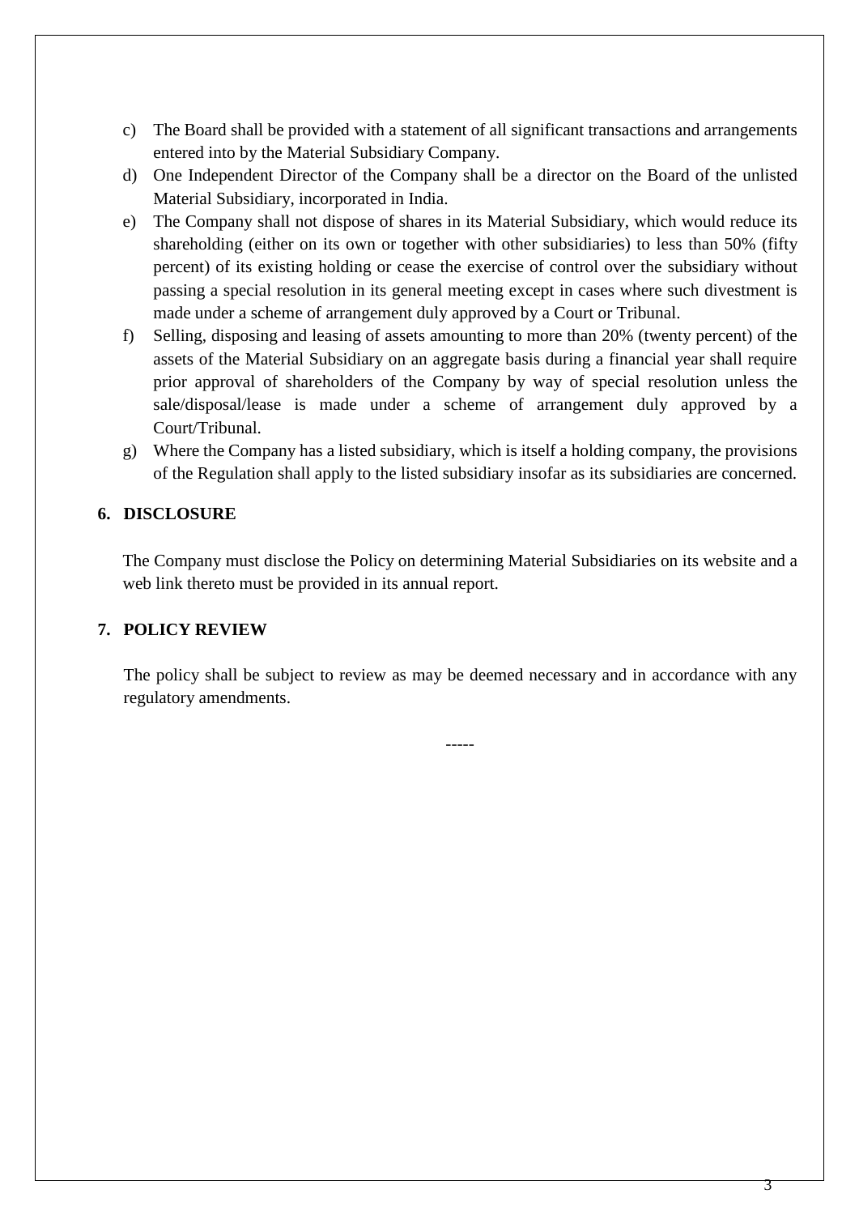c) The Board shall be provided with a statement of all significant transactions and arrangements entered into by the Material Subsidiary Company.

d) One Independent Director of the Company shall be a director on the Board of the unlisted Material Subsidiary, incorporated in India.

e) The Company shall not dispose of shares in its Material Subsidiary, which would reduce its shareholding (either on its own or together with other subsidiaries) to less than 50% (fifty percent) of its existing holding or cease the exercise of control over the subsidiary without passing a special resolution in its general meeting except in cases where such divestment is made under a scheme of arrangement duly approved by a Court or Tribunal.

f) Selling, disposing and leasing of assets amounting to more than 20% (twenty percent) of the assets of the Material Subsidiary on an aggregate basis during a financial year shall require prior approval of shareholders of the Company by way of special resolution unless the sale/disposal/lease is made under a scheme of arrangement duly approved by a Court/Tribunal.

g) Where the Company has a listed subsidiary, which is itself a holding company, the provisions of the Regulation shall apply to the listed subsidiary insofar as its subsidiaries are concerned.

## 6. DISCLOSURE

The Company must disclose the Policy on determining Material Subsidiaries on its website and a web link thereto must be provided in its annual report.

## 7. POLICY REVIEW

The policy shall be subject to review as may be deemed necessary and in accordance with any regulatory amendments.

-----